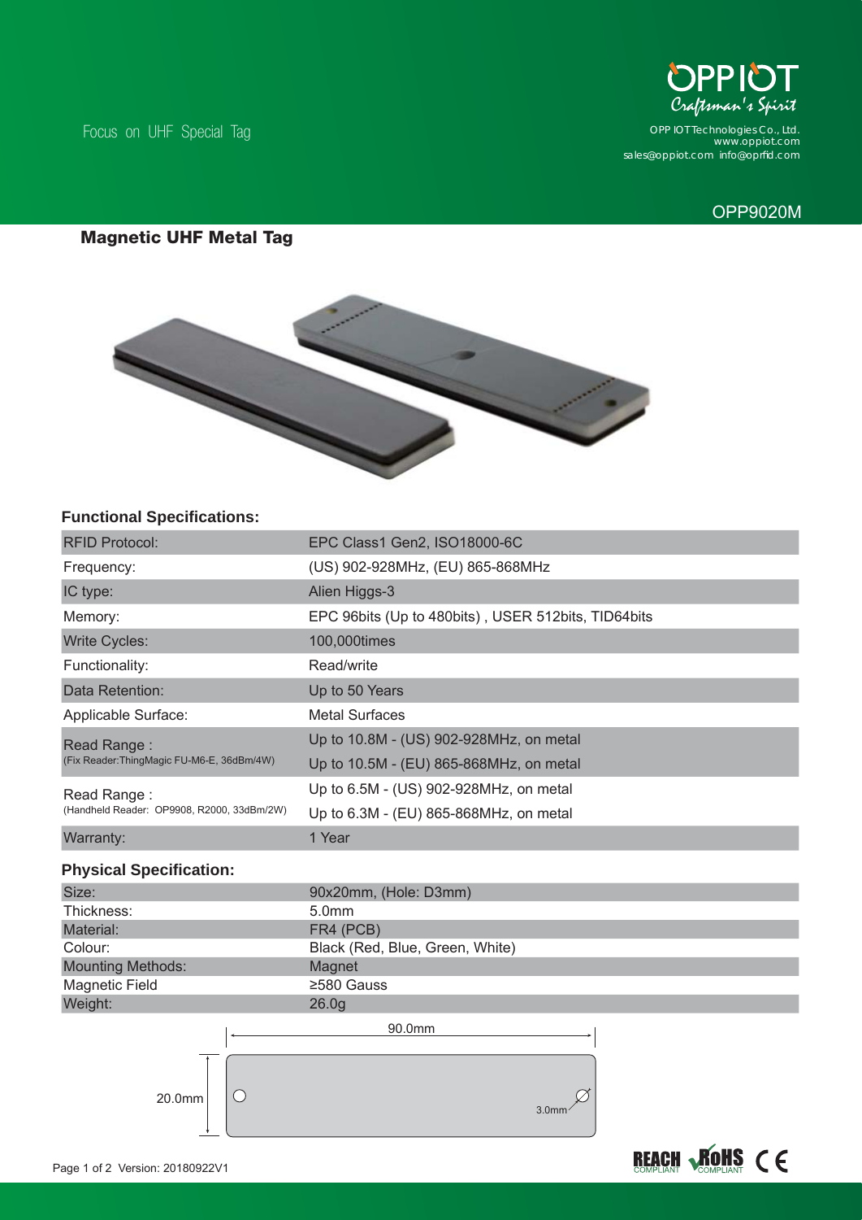Focus on UHF Special Tag

OPP IOT
Craftsman's Spirit

OPP IOT Technologies Co., Ltd.
www.oppiot.com
sales@oppiot.com info@oprfid.com

OPP9020M

## Magnetic UHF Metal Tag

### Functional Specifications:

| | |
|---|---|
| RFID Protocol: | EPC Class1 Gen2, ISO18000-6C |
| Frequency: | (US) 902-928MHz, (EU) 865-868MHz |
| IC type: | Alien Higgs-3 |
| Memory: | EPC 96bits (Up to 480bits) , USER 512bits, TID64bits |
| Write Cycles: | 100,000times |
| Functionality: | Read/write |
| Data Retention: | Up to 50 Years |
| Applicable Surface: | Metal Surfaces |
| Read Range : (Fix Reader:ThingMagic FU-M6-E, 36dBm/4W) | Up to 10.8M - (US) 902-928MHz, on metal<br>Up to 10.5M - (EU) 865-868MHz, on metal |
| Read Range : (Handheld Reader: OP9908, R2000, 33dBm/2W) | Up to 6.5M - (US) 902-928MHz, on metal<br>Up to 6.3M - (EU) 865-868MHz, on metal |
| Warranty: | 1 Year |

### Physical Specification:

| | |
|---|---|
| Size: | 90x20mm, (Hole: D3mm) |
| Thickness: | 5.0mm |
| Material: | FR4 (PCB) |
| Colour: | Black (Red, Blue, Green, White) |
| Mounting Methods: | Magnet |
| Magnetic Field | ≥580 Gauss |
| Weight: | 26.0g |

90.0mm

20.0mm

3.0mm

Version: 20180922V1

REACH COMPLIANT RoHS COMPLIANT CE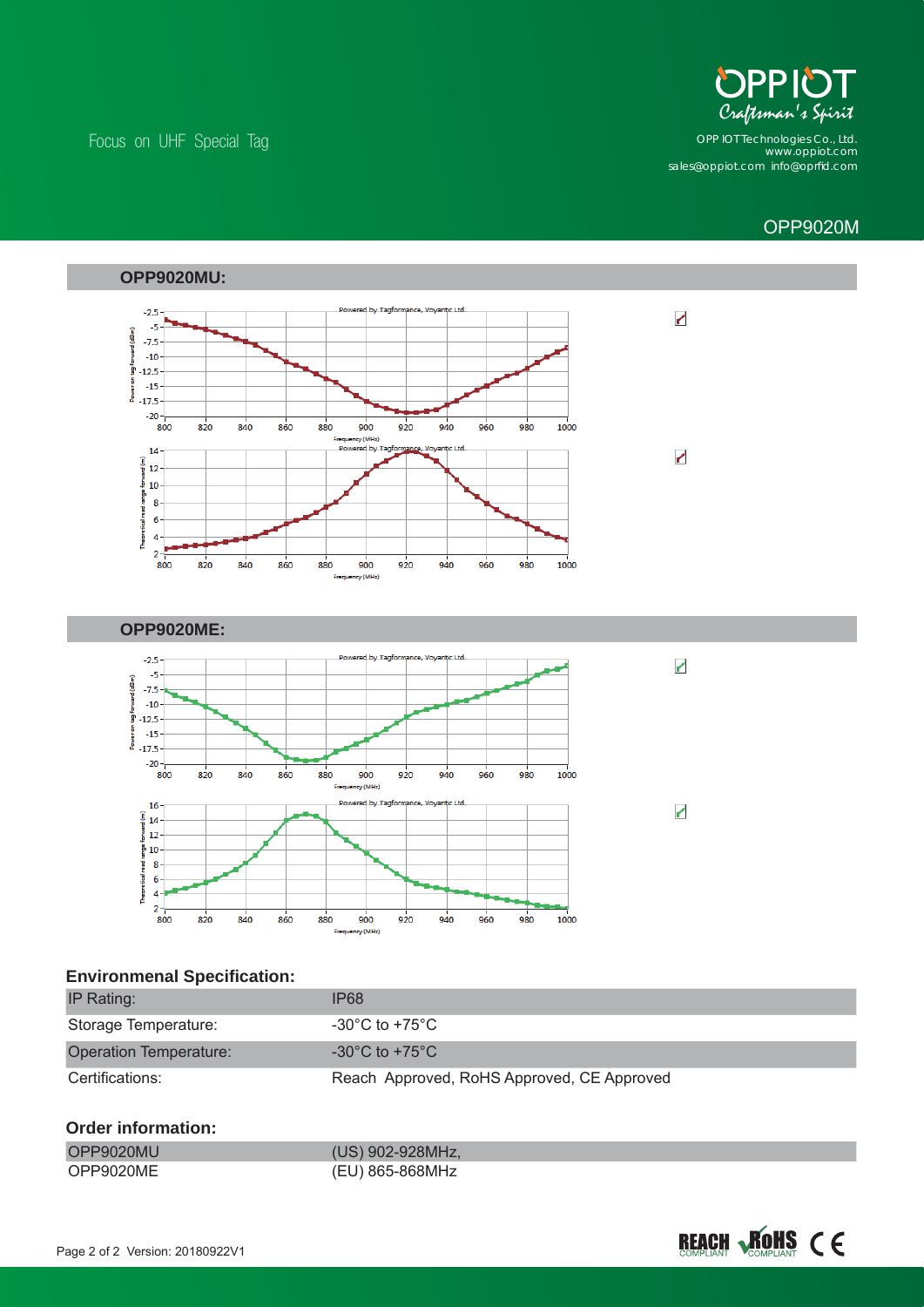Focus on UHF Special Tag

OPP IOT Craftsman's Spirit

OPP IOT Technologies Co., Ltd.
www.oppiot.com
sales@oppiot.com info@oprfid.com

OPP9020M

## OPP9020MU:

Powered by Tagformance, Voyantic Ltd.

Power on tag forward (dBm)

-2.5
-5
-7.5
-10
-12.5
-15
-17.5
-20

800 820 840 860 880 900 920 940 960 980 1000

Frequency (MHz)

Powered by Tagformance, Voyantic Ltd.

Theoretical read range forward (m)

14
12
10
8
6
4
2

800 820 840 860 880 900 920 940 960 980 1000

Frequency (MHz)

## OPP9020ME:

Powered by Tagformance, Voyantic Ltd.

Power on tag forward (dBm)

-2.5
-5
-7.5
-10
-12.5
-15
-17.5
-20

800 820 840 860 880 900 920 940 960 980 1000

Frequency (MHz)

Powered by Tagformance, Voyantic Ltd.

Theoretical read range forward (m)

16
14
12
10
8
6
4
2

800 820 840 860 880 900 920 940 960 980 1000

Frequency (MHz)

### Environmenal Specification:

| | |
|---|---|
| IP Rating: | IP68 |
| Storage Temperature: | -30°C to +75°C |
| Operation Temperature: | -30°C to +75°C |
| Certifications: | Reach Approved, RoHS Approved, CE Approved |

### Order information:

| | |
|---|---|
| OPP9020MU | (US) 902-928MHz, |
| OPP9020ME | (EU) 865-868MHz |

Version: 20180922V1

REACH COMPLIANT RoHS COMPLIANT CE